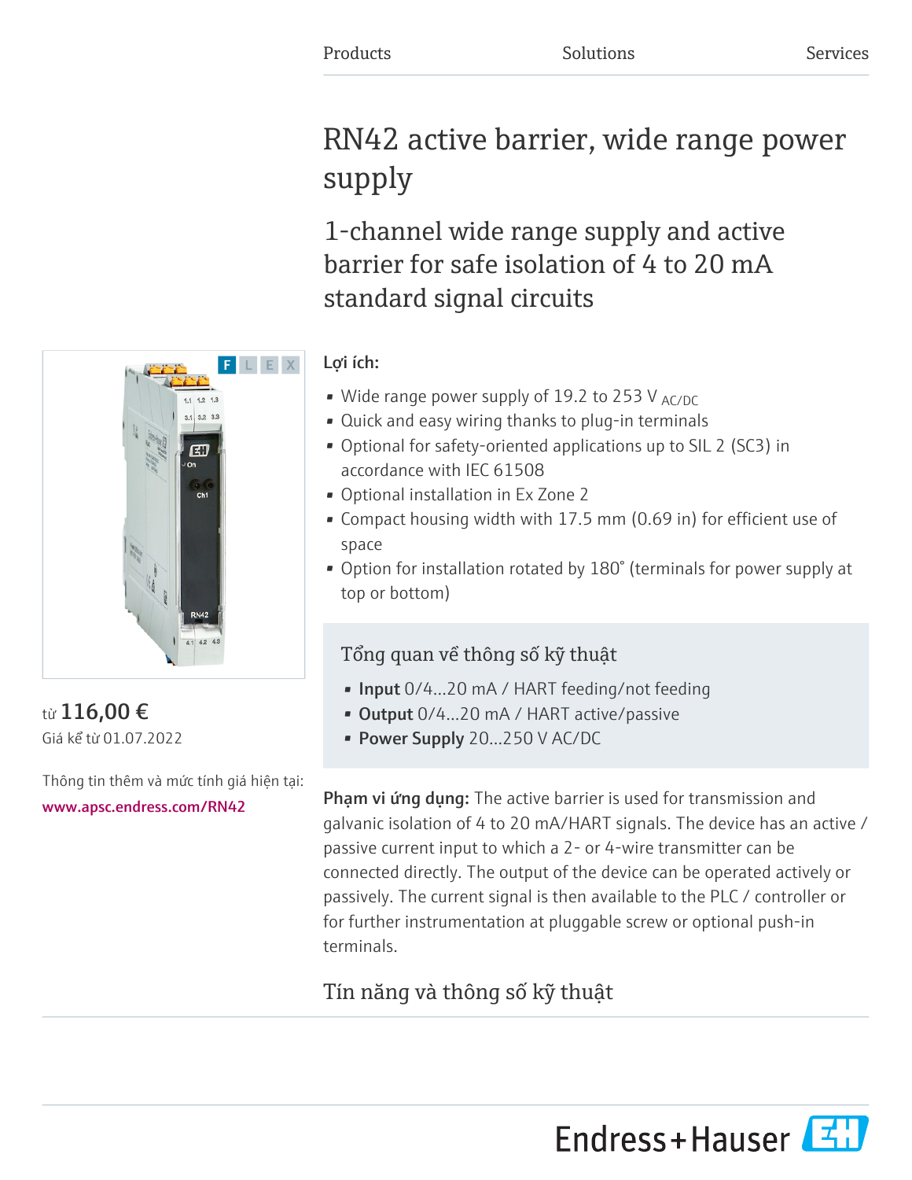Products Solutions Services

# RN42 active barrier, wide range power supply

## 1-channel wide range supply and active barrier for safe isolation of 4 to 20 mA standard signal circuits

từ **116,00 €**
Giá kể từ 01.07.2022

Thông tin thêm và mức tính giá hiện tại:
www.apsc.endress.com/RN42

**Lợi ích:**

- Wide range power supply of 19.2 to 253 V $_{AC/DC}$
- Quick and easy wiring thanks to plug-in terminals
- Optional for safety-oriented applications up to SIL 2 (SC3) in accordance with IEC 61508
- Optional installation in Ex Zone 2
- Compact housing width with 17.5 mm (0.69 in) for efficient use of space
- Option for installation rotated by 180° (terminals for power supply at top or bottom)

### Tổng quan về thông số kỹ thuật

- **Input** 0/4...20 mA / HART feeding/not feeding
- **Output** 0/4...20 mA / HART active/passive
- **Power Supply** 20...250 V AC/DC

**Phạm vi ứng dụng:** The active barrier is used for transmission and galvanic isolation of 4 to 20 mA/HART signals. The device has an active / passive current input to which a 2- or 4-wire transmitter can be connected directly. The output of the device can be operated actively or passively. The current signal is then available to the PLC / controller or for further instrumentation at pluggable screw or optional push-in terminals.

## Tín năng và thông số kỹ thuật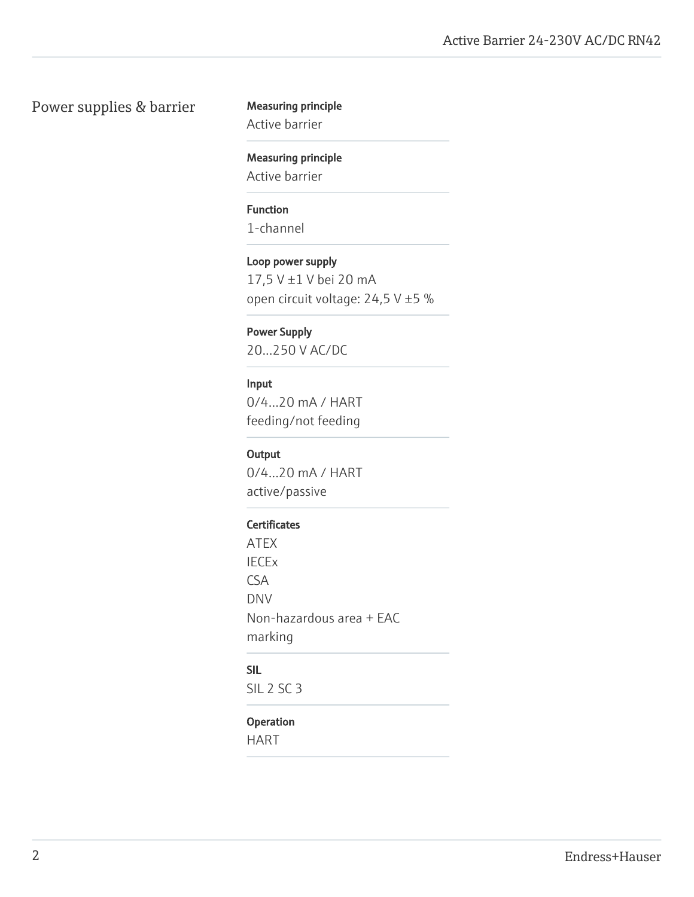## Power supplies & barrier

**Measuring principle**
Active barrier

**Measuring principle**
Active barrier

**Function**
1-channel

**Loop power supply**
17,5 V ±1 V bei 20 mA
open circuit voltage: 24,5 V ±5 %

**Power Supply**
20...250 V AC/DC

**Input**
0/4...20 mA / HART
feeding/not feeding

**Output**
0/4...20 mA / HART
active/passive

**Certificates**
ATEX
IECEx
CSA
DNV
Non-hazardous area + EAC marking

**SIL**
SIL 2 SC 3

**Operation**
HART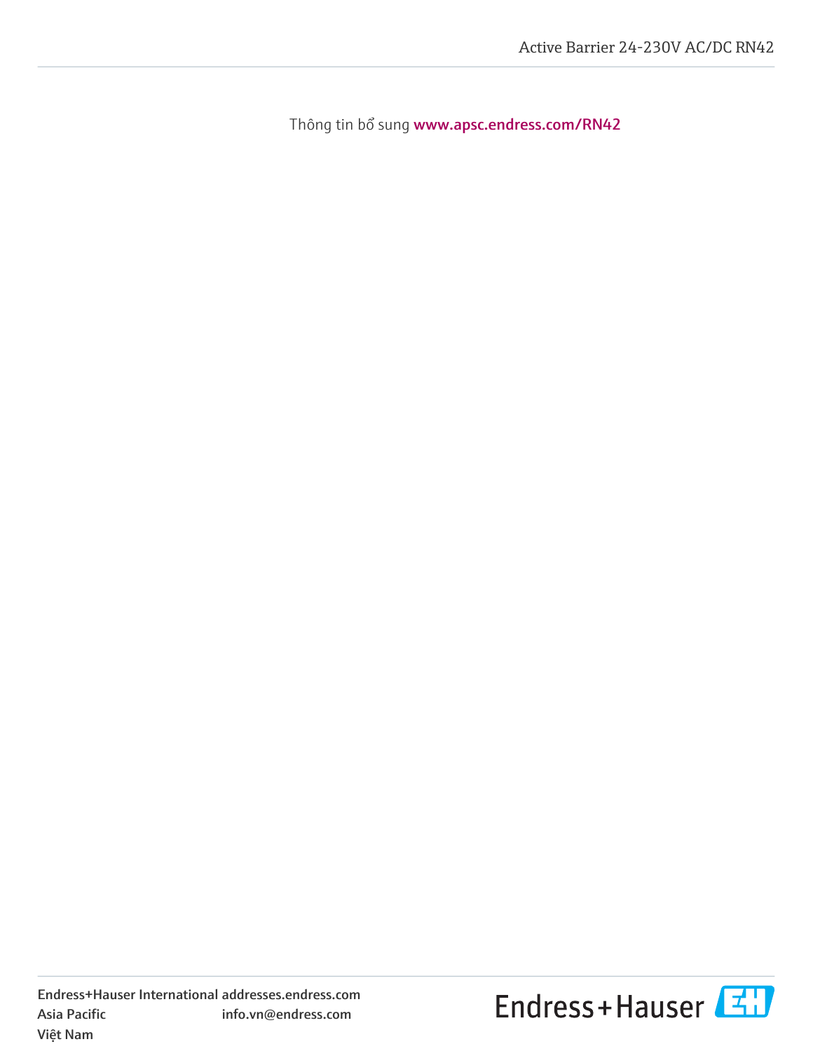Thông tin bổ sung **www.apsc.endress.com/RN42**

Endress+Hauser International addresses.endress.com
Asia Pacific info.vn@endress.com
Việt Nam

Endress+Hauser